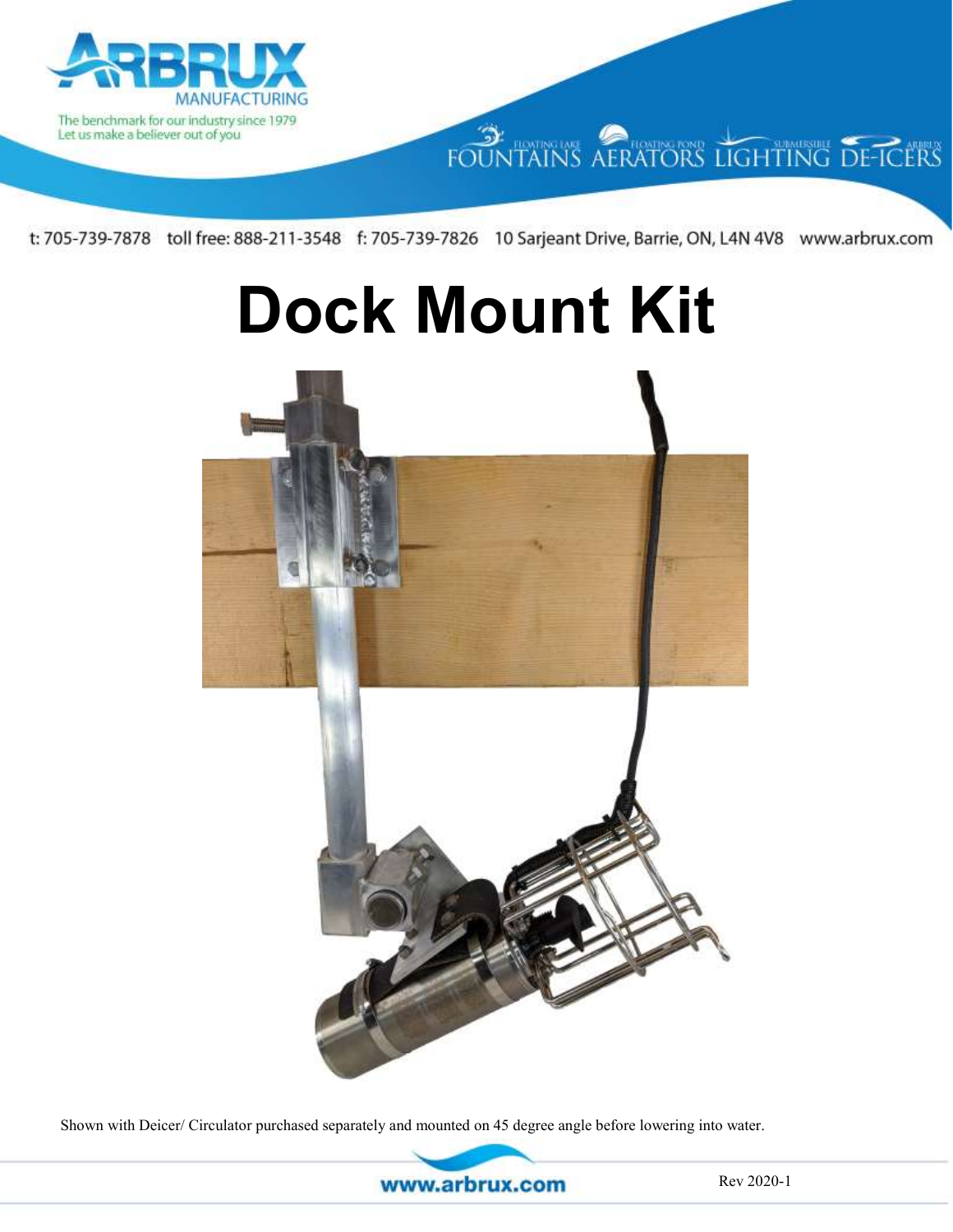ARBRUX MANUFACTURING

The benchmark for our industry since 1979
Let us make a believer out of you

FLOATING LAKE FOUNTAINS FLOATING POND AERATORS SUBMERSIBLE LIGHTING ARBRUX DE-ICERS

t: 705-739-7878 toll free: 888-211-3548 f: 705-739-7826 10 Sarjeant Drive, Barrie, ON, L4N 4V8 www.arbrux.com

# Dock Mount Kit

Shown with Deicer/ Circulator purchased separately and mounted on 45 degree angle before lowering into water.

www.arbrux.com

Rev 2020-1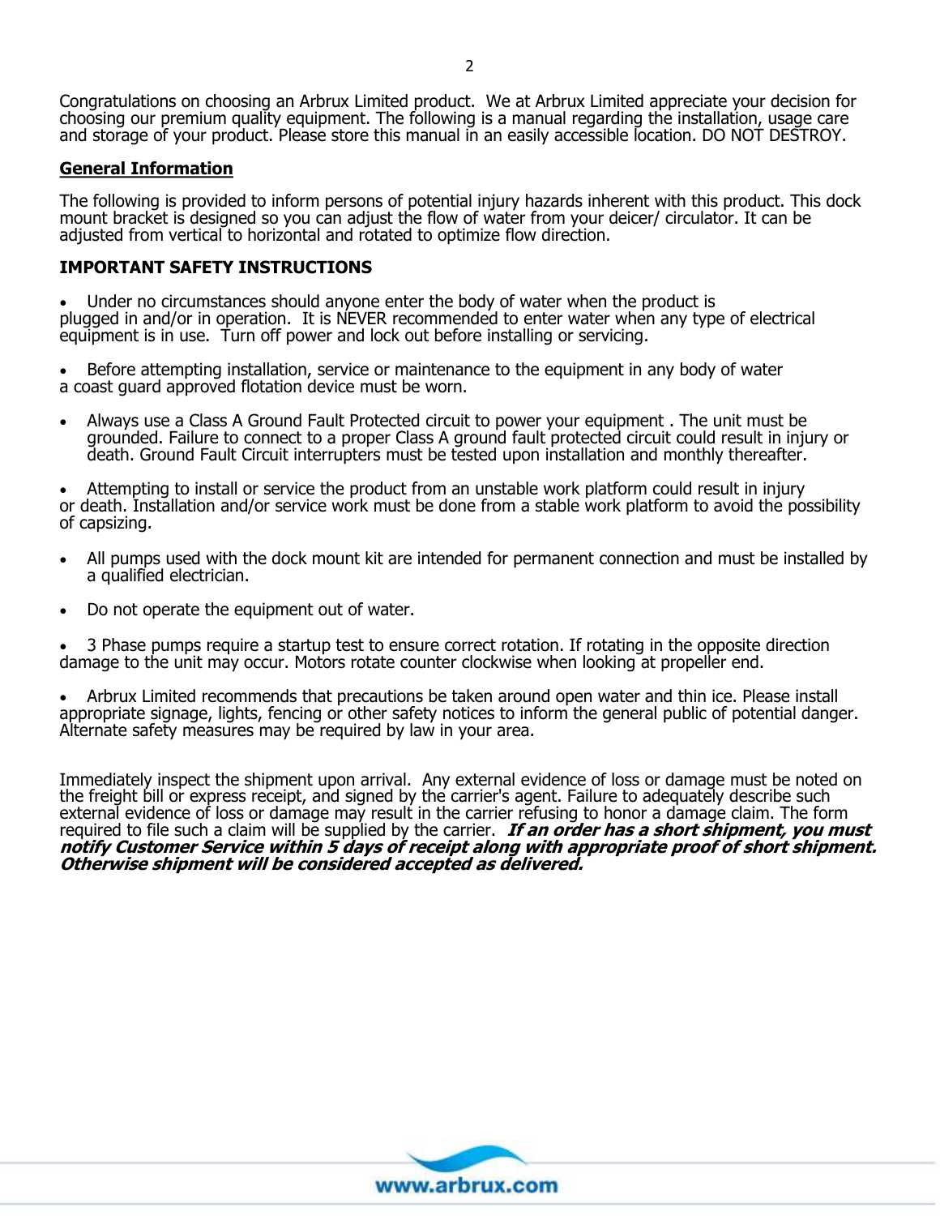Congratulations on choosing an Arbrux Limited product. We at Arbrux Limited appreciate your decision for choosing our premium quality equipment. The following is a manual regarding the installation, usage care and storage of your product. Please store this manual in an easily accessible location. DO NOT DESTROY.

## General Information

The following is provided to inform persons of potential injury hazards inherent with this product. This dock mount bracket is designed so you can adjust the flow of water from your deicer/ circulator. It can be adjusted from vertical to horizontal and rotated to optimize flow direction.

## IMPORTANT SAFETY INSTRUCTIONS

- Under no circumstances should anyone enter the body of water when the product is plugged in and/or in operation. It is NEVER recommended to enter water when any type of electrical equipment is in use. Turn off power and lock out before installing or servicing.

- Before attempting installation, service or maintenance to the equipment in any body of water a coast guard approved flotation device must be worn.

- Always use a Class A Ground Fault Protected circuit to power your equipment . The unit must be grounded. Failure to connect to a proper Class A ground fault protected circuit could result in injury or death. Ground Fault Circuit interrupters must be tested upon installation and monthly thereafter.

- Attempting to install or service the product from an unstable work platform could result in injury or death. Installation and/or service work must be done from a stable work platform to avoid the possibility of capsizing.

- All pumps used with the dock mount kit are intended for permanent connection and must be installed by a qualified electrician.

- Do not operate the equipment out of water.

- 3 Phase pumps require a startup test to ensure correct rotation. If rotating in the opposite direction damage to the unit may occur. Motors rotate counter clockwise when looking at propeller end.

- Arbrux Limited recommends that precautions be taken around open water and thin ice. Please install appropriate signage, lights, fencing or other safety notices to inform the general public of potential danger. Alternate safety measures may be required by law in your area.

Immediately inspect the shipment upon arrival. Any external evidence of loss or damage must be noted on the freight bill or express receipt, and signed by the carrier's agent. Failure to adequately describe such external evidence of loss or damage may result in the carrier refusing to honor a damage claim. The form required to file such a claim will be supplied by the carrier. ***If an order has a short shipment, you must notify Customer Service within 5 days of receipt along with appropriate proof of short shipment. Otherwise shipment will be considered accepted as delivered.***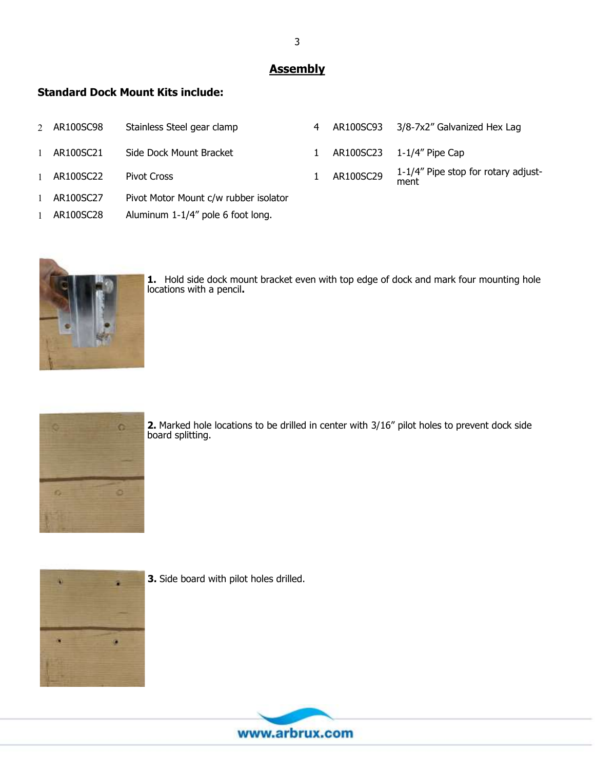# Assembly

**Standard Dock Mount Kits include:**

| Qty | Part No. | Description | Qty | Part No. | Description |
|---|---|---|---|---|---|
| 2 | AR100SC98 | Stainless Steel gear clamp | 4 | AR100SC93 | 3/8-7x2" Galvanized Hex Lag |
| 1 | AR100SC21 | Side Dock Mount Bracket | 1 | AR100SC23 | 1-1/4" Pipe Cap |
| 1 | AR100SC22 | Pivot Cross | 1 | AR100SC29 | 1-1/4" Pipe stop for rotary adjustment |
| 1 | AR100SC27 | Pivot Motor Mount c/w rubber isolator | | | |
| 1 | AR100SC28 | Aluminum 1-1/4" pole 6 foot long. | | | |

**1.** Hold side dock mount bracket even with top edge of dock and mark four mounting hole locations with a pencil**.**

**2.** Marked hole locations to be drilled in center with 3/16" pilot holes to prevent dock side board splitting.

**3.** Side board with pilot holes drilled.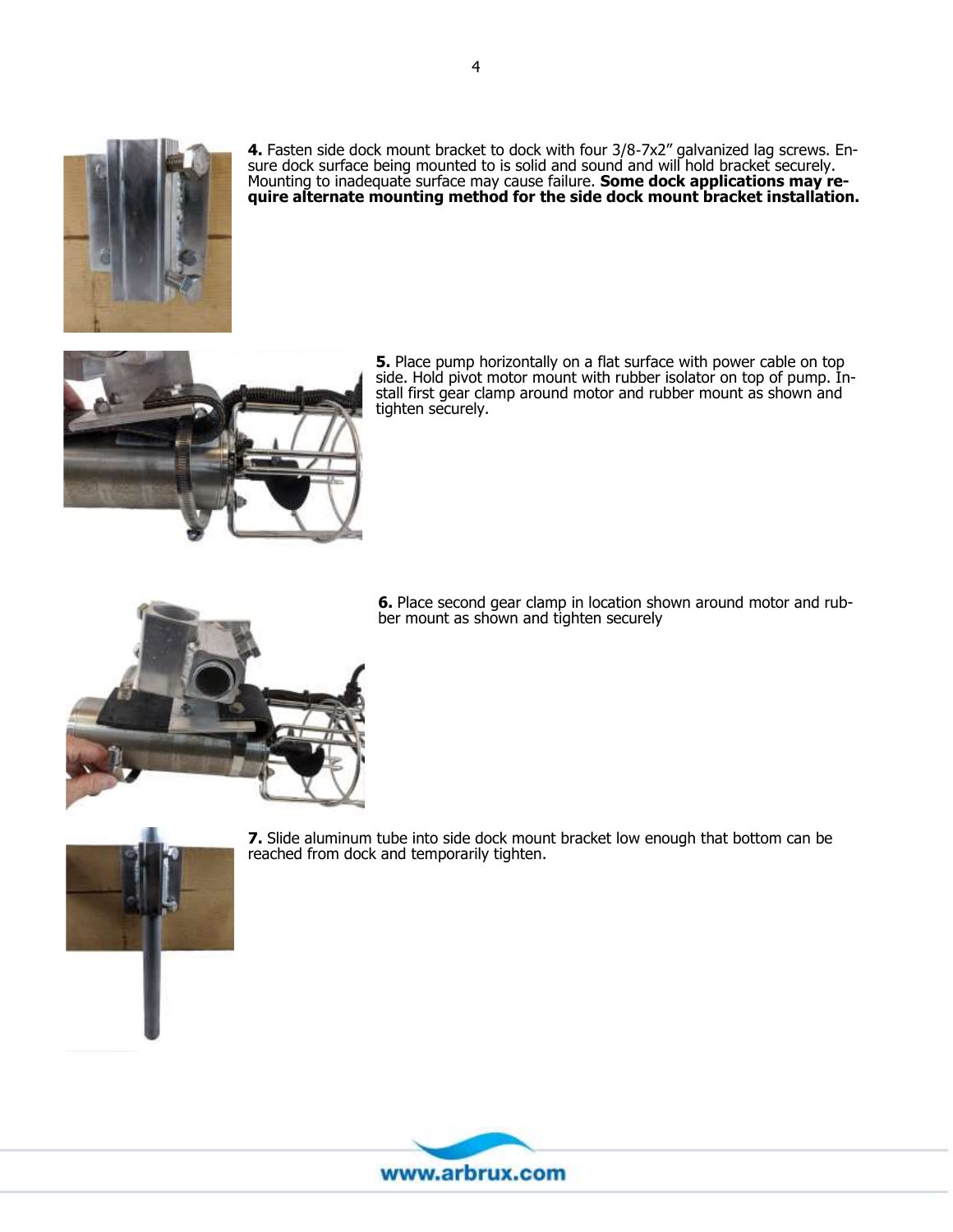**4.** Fasten side dock mount bracket to dock with four 3/8-7x2” galvanized lag screws. Ensure dock surface being mounted to is solid and sound and will hold bracket securely. Mounting to inadequate surface may cause failure. **Some dock applications may require alternate mounting method for the side dock mount bracket installation.**

**5.** Place pump horizontally on a flat surface with power cable on top side. Hold pivot motor mount with rubber isolator on top of pump. Install first gear clamp around motor and rubber mount as shown and tighten securely.

**6.** Place second gear clamp in location shown around motor and rubber mount as shown and tighten securely

**7.** Slide aluminum tube into side dock mount bracket low enough that bottom can be reached from dock and temporarily tighten.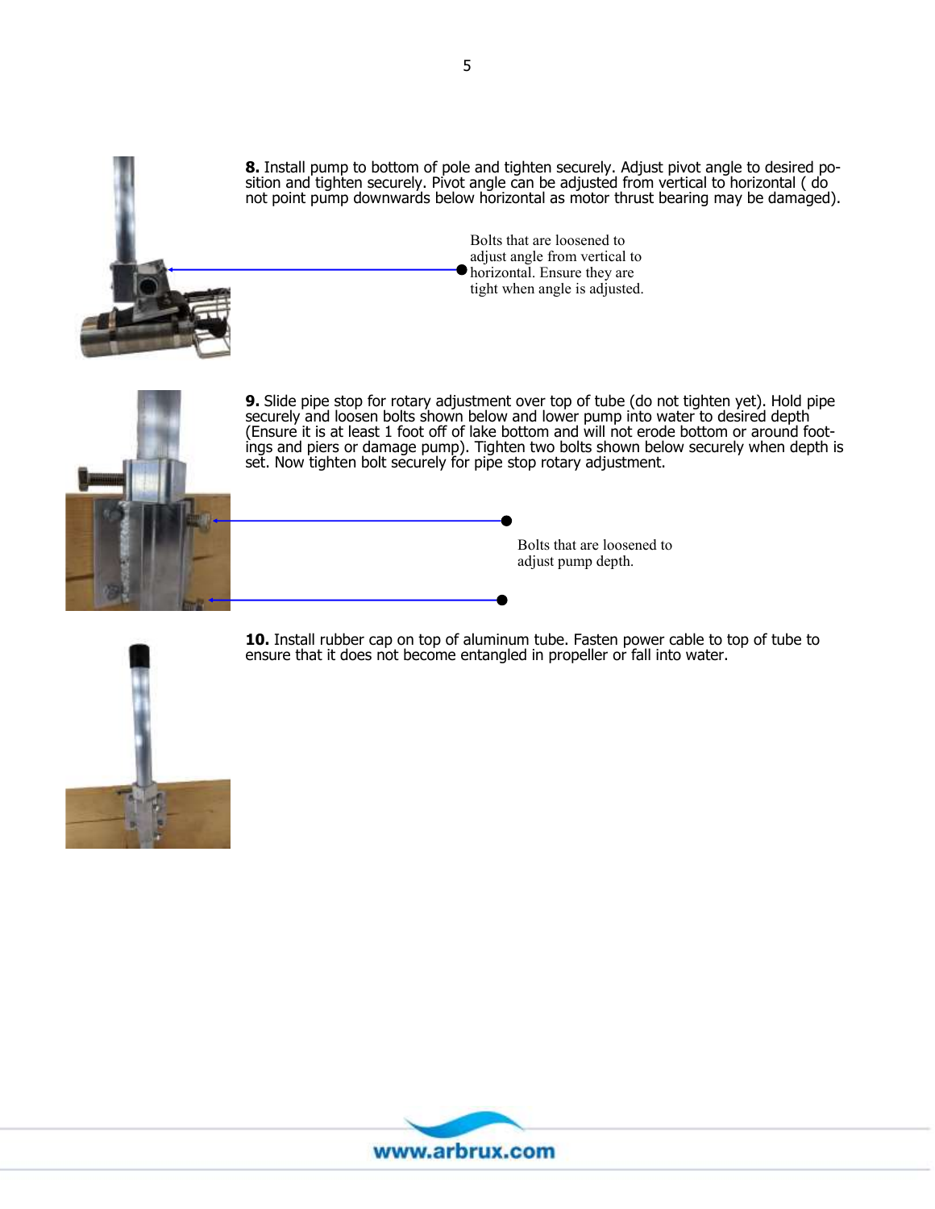**8.** Install pump to bottom of pole and tighten securely. Adjust pivot angle to desired position and tighten securely. Pivot angle can be adjusted from vertical to horizontal ( do not point pump downwards below horizontal as motor thrust bearing may be damaged).

Bolts that are loosened to adjust angle from vertical to horizontal. Ensure they are tight when angle is adjusted.

**9.** Slide pipe stop for rotary adjustment over top of tube (do not tighten yet). Hold pipe securely and loosen bolts shown below and lower pump into water to desired depth (Ensure it is at least 1 foot off of lake bottom and will not erode bottom or around footings and piers or damage pump). Tighten two bolts shown below securely when depth is set. Now tighten bolt securely for pipe stop rotary adjustment.

Bolts that are loosened to adjust pump depth.

**10.** Install rubber cap on top of aluminum tube. Fasten power cable to top of tube to ensure that it does not become entangled in propeller or fall into water.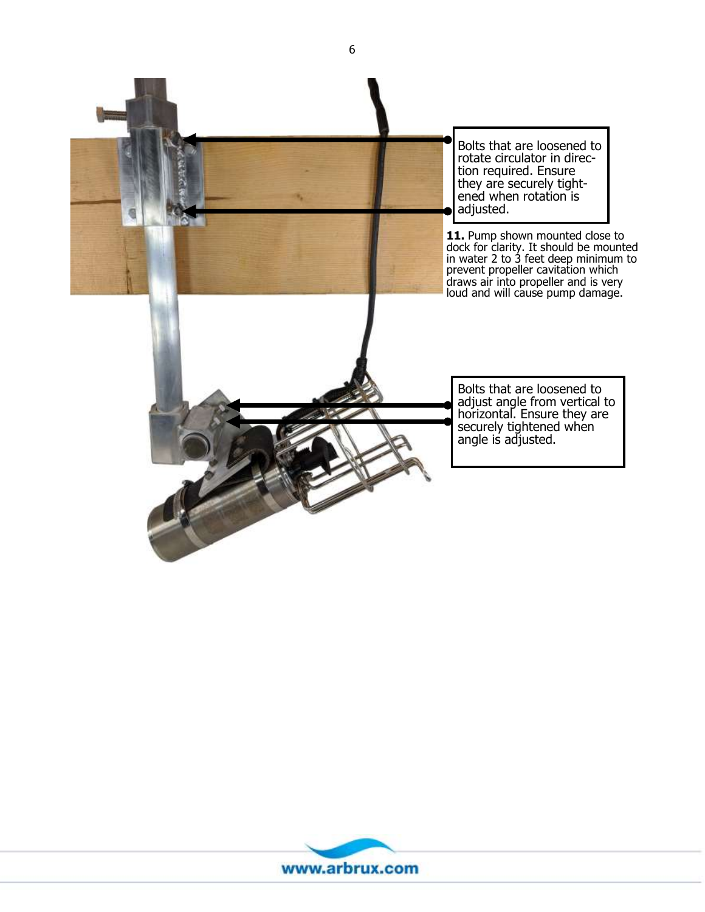Bolts that are loosened to rotate circulator in direction required. Ensure they are securely tightened when rotation is adjusted.

**11.** Pump shown mounted close to dock for clarity. It should be mounted in water 2 to 3 feet deep minimum to prevent propeller cavitation which draws air into propeller and is very loud and will cause pump damage.

Bolts that are loosened to adjust angle from vertical to horizontal. Ensure they are securely tightened when angle is adjusted.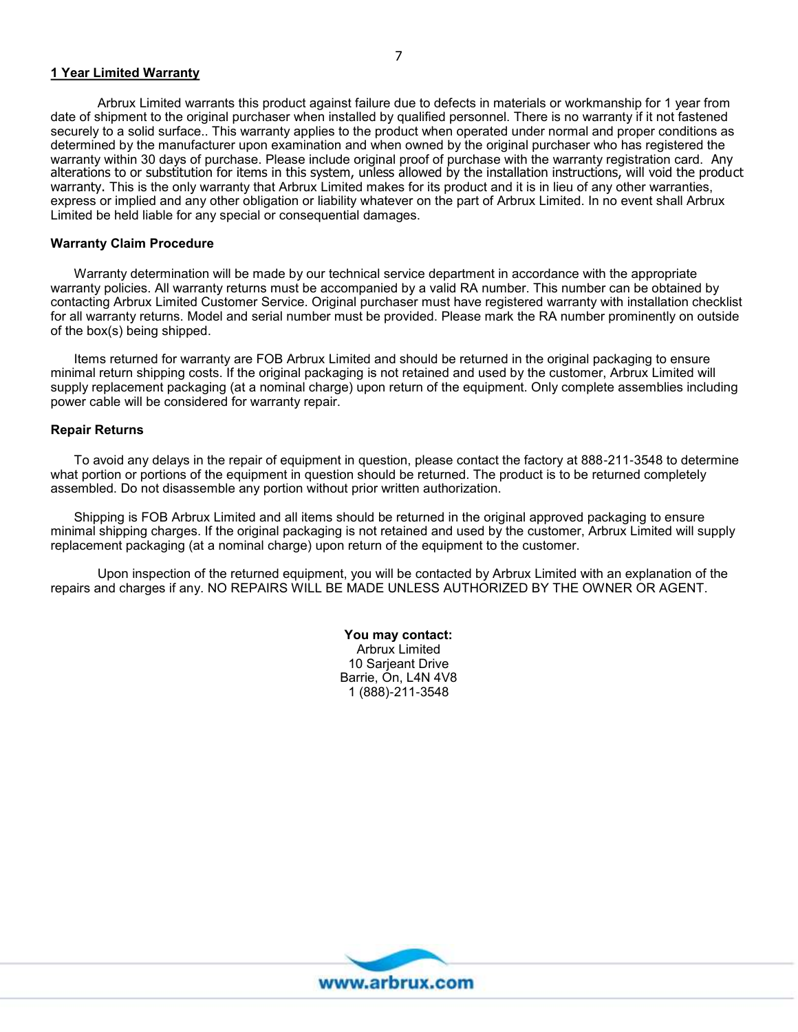## 1 Year Limited Warranty

Arbrux Limited warrants this product against failure due to defects in materials or workmanship for 1 year from date of shipment to the original purchaser when installed by qualified personnel. There is no warranty if it not fastened securely to a solid surface.. This warranty applies to the product when operated under normal and proper conditions as determined by the manufacturer upon examination and when owned by the original purchaser who has registered the warranty within 30 days of purchase. Please include original proof of purchase with the warranty registration card. Any alterations to or substitution for items in this system, unless allowed by the installation instructions, will void the product warranty. This is the only warranty that Arbrux Limited makes for its product and it is in lieu of any other warranties, express or implied and any other obligation or liability whatever on the part of Arbrux Limited. In no event shall Arbrux Limited be held liable for any special or consequential damages.

### Warranty Claim Procedure

Warranty determination will be made by our technical service department in accordance with the appropriate warranty policies. All warranty returns must be accompanied by a valid RA number. This number can be obtained by contacting Arbrux Limited Customer Service. Original purchaser must have registered warranty with installation checklist for all warranty returns. Model and serial number must be provided. Please mark the RA number prominently on outside of the box(s) being shipped.

Items returned for warranty are FOB Arbrux Limited and should be returned in the original packaging to ensure minimal return shipping costs. If the original packaging is not retained and used by the customer, Arbrux Limited will supply replacement packaging (at a nominal charge) upon return of the equipment. Only complete assemblies including power cable will be considered for warranty repair.

### Repair Returns

To avoid any delays in the repair of equipment in question, please contact the factory at 888-211-3548 to determine what portion or portions of the equipment in question should be returned. The product is to be returned completely assembled. Do not disassemble any portion without prior written authorization.

Shipping is FOB Arbrux Limited and all items should be returned in the original approved packaging to ensure minimal shipping charges. If the original packaging is not retained and used by the customer, Arbrux Limited will supply replacement packaging (at a nominal charge) upon return of the equipment to the customer.

Upon inspection of the returned equipment, you will be contacted by Arbrux Limited with an explanation of the repairs and charges if any. NO REPAIRS WILL BE MADE UNLESS AUTHORIZED BY THE OWNER OR AGENT.

**You may contact:**
Arbrux Limited
10 Sarjeant Drive
Barrie, On, L4N 4V8
1 (888)-211-3548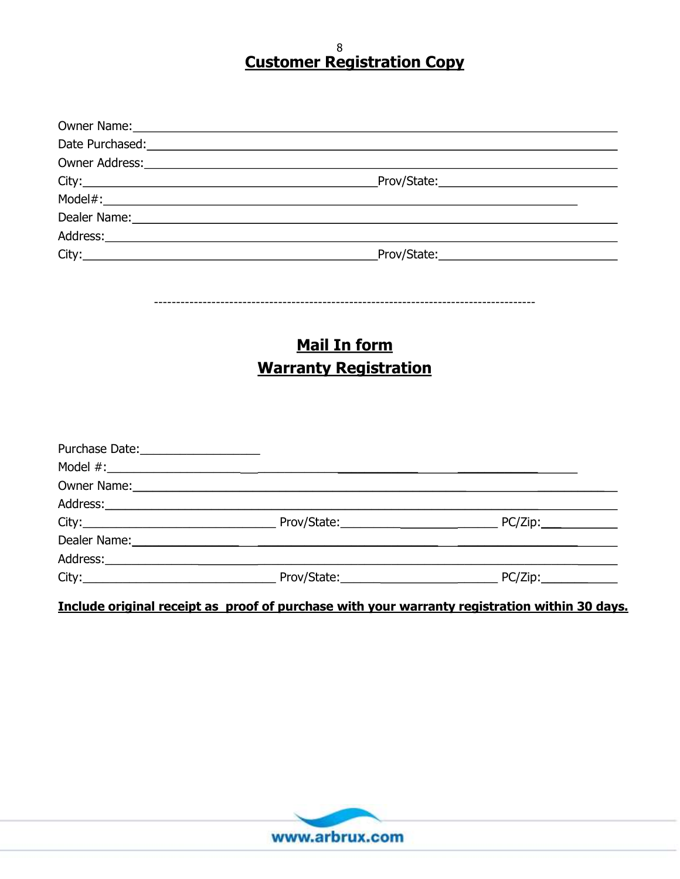## Customer Registration Copy

Owner Name:______________________________________________

Date Purchased:______________________________________________

Owner Address:______________________________________________

City:______________________________ Prov/State:______________________

Model#:______________________________________________

Dealer Name:______________________________________________

Address:______________________________________________

City:______________________________ Prov/State:______________________

---

## Mail In form
## Warranty Registration

Purchase Date:__________________

Model #:______________________________________________

Owner Name:______________________________________________

Address:______________________________________________

City:____________________ Prov/State:____________________ PC/Zip:____________

Dealer Name:______________________________________________

Address:______________________________________________

City:____________________ Prov/State:____________________ PC/Zip:____________

**Include original receipt as proof of purchase with your warranty registration within 30 days.**

www.arbrux.com